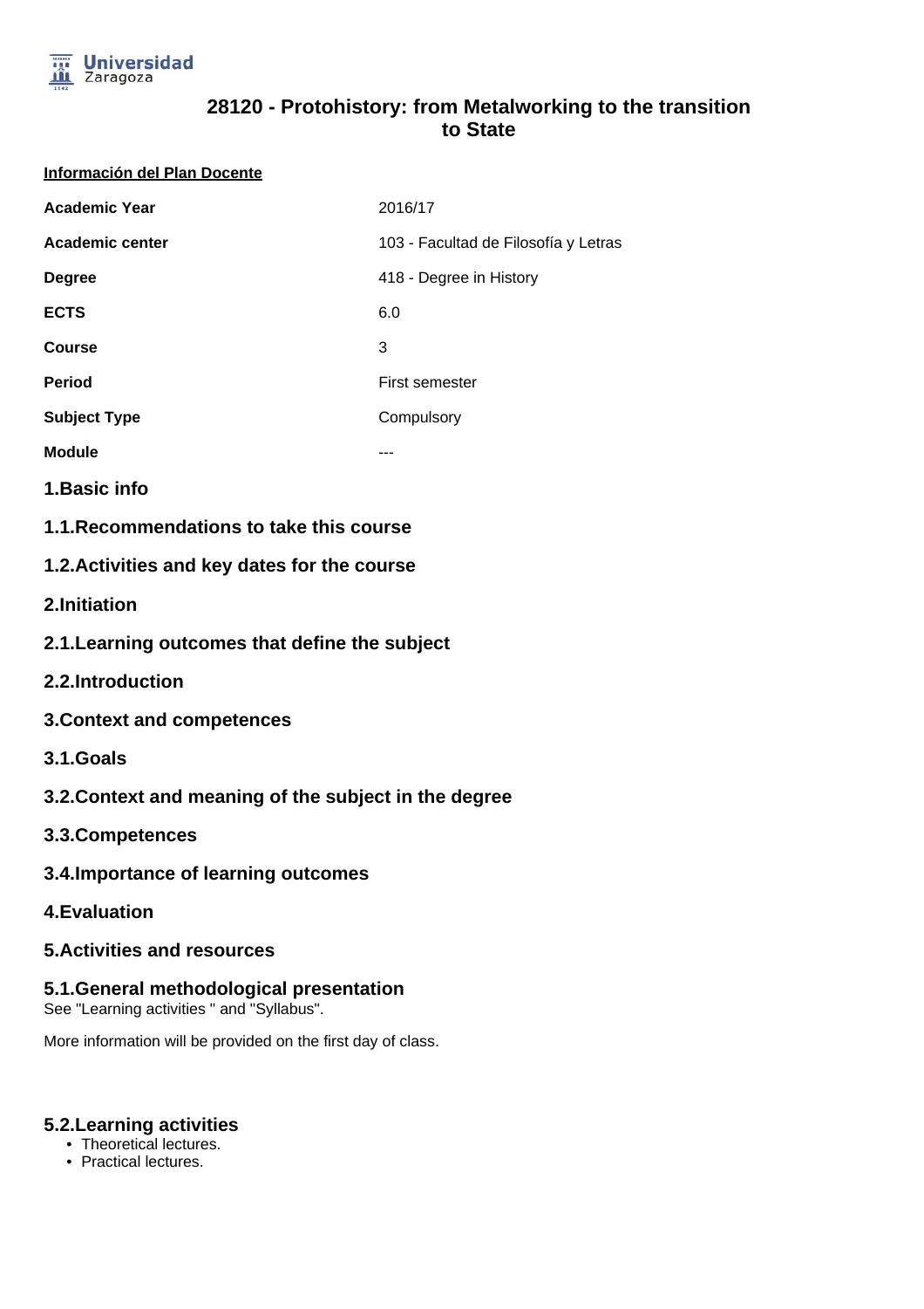# 28120 - Protohistory: from Metalworking to the transition to State

**Información del Plan Docente**

| | |
|---|---|
| **Academic Year** | 2016/17 |
| **Academic center** | 103 - Facultad de Filosofía y Letras |
| **Degree** | 418 - Degree in History |
| **ECTS** | 6.0 |
| **Course** | 3 |
| **Period** | First semester |
| **Subject Type** | Compulsory |
| **Module** | --- |

## 1.Basic info

### 1.1.Recommendations to take this course

### 1.2.Activities and key dates for the course

## 2.Initiation

### 2.1.Learning outcomes that define the subject

### 2.2.Introduction

## 3.Context and competences

### 3.1.Goals

### 3.2.Context and meaning of the subject in the degree

### 3.3.Competences

### 3.4.Importance of learning outcomes

## 4.Evaluation

## 5.Activities and resources

### 5.1.General methodological presentation

See "Learning activities " and "Syllabus".

More information will be provided on the first day of class.

### 5.2.Learning activities

- Theoretical lectures.
- Practical lectures.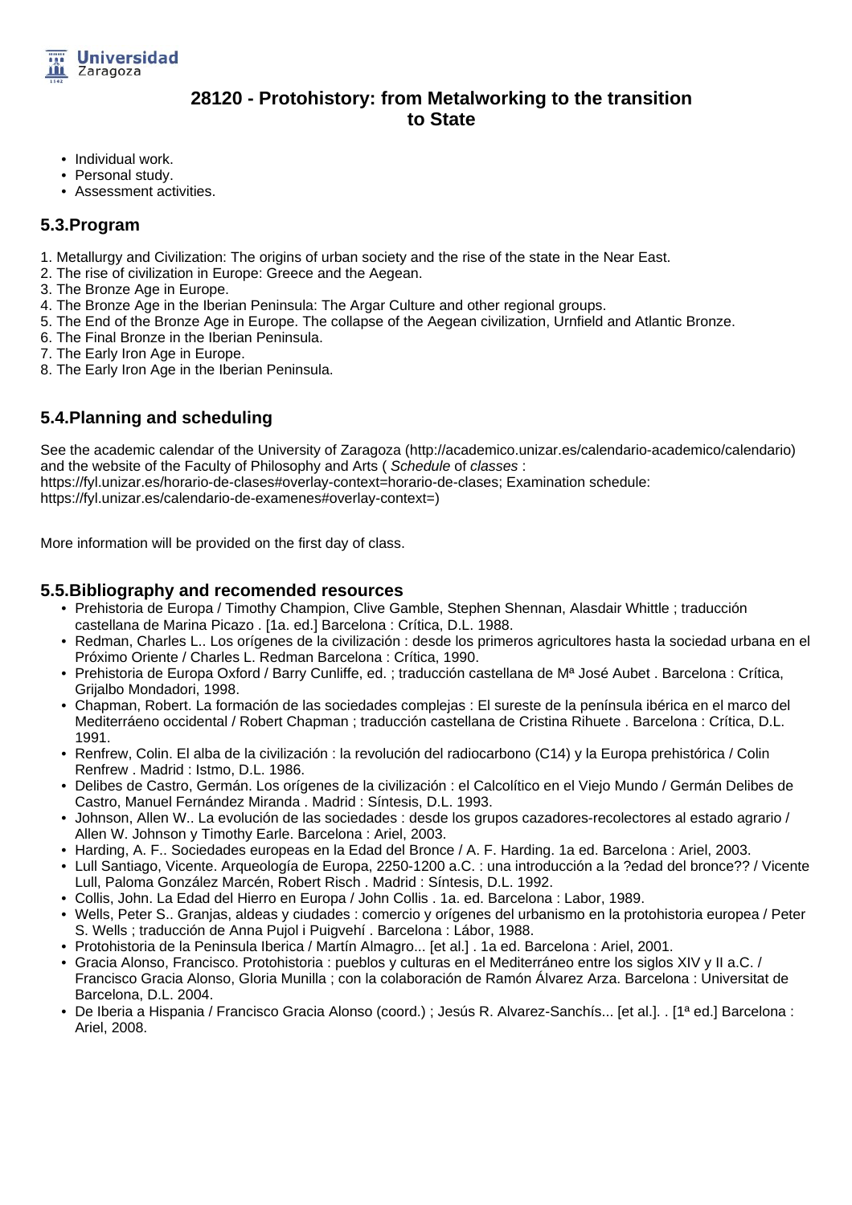- Individual work.
- Personal study.
- Assessment activities.

## 5.3.Program

1. Metallurgy and Civilization: The origins of urban society and the rise of the state in the Near East.
2. The rise of civilization in Europe: Greece and the Aegean.
3. The Bronze Age in Europe.
4. The Bronze Age in the Iberian Peninsula: The Argar Culture and other regional groups.
5. The End of the Bronze Age in Europe. The collapse of the Aegean civilization, Urnfield and Atlantic Bronze.
6. The Final Bronze in the Iberian Peninsula.
7. The Early Iron Age in Europe.
8. The Early Iron Age in the Iberian Peninsula.

## 5.4.Planning and scheduling

See the academic calendar of the University of Zaragoza (http://academico.unizar.es/calendario-academico/calendario) and the website of the Faculty of Philosophy and Arts ( *Schedule* of *classes* : https://fyl.unizar.es/horario-de-clases#overlay-context=horario-de-clases; Examination schedule: https://fyl.unizar.es/calendario-de-examenes#overlay-context=)

More information will be provided on the first day of class.

## 5.5.Bibliography and recomended resources

- Prehistoria de Europa / Timothy Champion, Clive Gamble, Stephen Shennan, Alasdair Whittle ; traducción castellana de Marina Picazo . [1a. ed.] Barcelona : Crítica, D.L. 1988.
- Redman, Charles L.. Los orígenes de la civilización : desde los primeros agricultores hasta la sociedad urbana en el Próximo Oriente / Charles L. Redman Barcelona : Crítica, 1990.
- Prehistoria de Europa Oxford / Barry Cunliffe, ed. ; traducción castellana de Mª José Aubet . Barcelona : Crítica, Grijalbo Mondadori, 1998.
- Chapman, Robert. La formación de las sociedades complejas : El sureste de la península ibérica en el marco del Mediterráeno occidental / Robert Chapman ; traducción castellana de Cristina Rihuete . Barcelona : Crítica, D.L. 1991.
- Renfrew, Colin. El alba de la civilización : la revolución del radiocarbono (C14) y la Europa prehistórica / Colin Renfrew . Madrid : Istmo, D.L. 1986.
- Delibes de Castro, Germán. Los orígenes de la civilización : el Calcolítico en el Viejo Mundo / Germán Delibes de Castro, Manuel Fernández Miranda . Madrid : Síntesis, D.L. 1993.
- Johnson, Allen W.. La evolución de las sociedades : desde los grupos cazadores-recolectores al estado agrario / Allen W. Johnson y Timothy Earle. Barcelona : Ariel, 2003.
- Harding, A. F.. Sociedades europeas en la Edad del Bronce / A. F. Harding. 1a ed. Barcelona : Ariel, 2003.
- Lull Santiago, Vicente. Arqueología de Europa, 2250-1200 a.C. : una introducción a la ?edad del bronce?? / Vicente Lull, Paloma González Marcén, Robert Risch . Madrid : Síntesis, D.L. 1992.
- Collis, John. La Edad del Hierro en Europa / John Collis . 1a. ed. Barcelona : Labor, 1989.
- Wells, Peter S.. Granjas, aldeas y ciudades : comercio y orígenes del urbanismo en la protohistoria europea / Peter S. Wells ; traducción de Anna Pujol i Puigvehí . Barcelona : Lábor, 1988.
- Protohistoria de la Peninsula Iberica / Martín Almagro... [et al.] . 1a ed. Barcelona : Ariel, 2001.
- Gracia Alonso, Francisco. Protohistoria : pueblos y culturas en el Mediterráneo entre los siglos XIV y II a.C. / Francisco Gracia Alonso, Gloria Munilla ; con la colaboración de Ramón Álvarez Arza. Barcelona : Universitat de Barcelona, D.L. 2004.
- De Iberia a Hispania / Francisco Gracia Alonso (coord.) ; Jesús R. Alvarez-Sanchís... [et al.]. . [1ª ed.] Barcelona : Ariel, 2008.